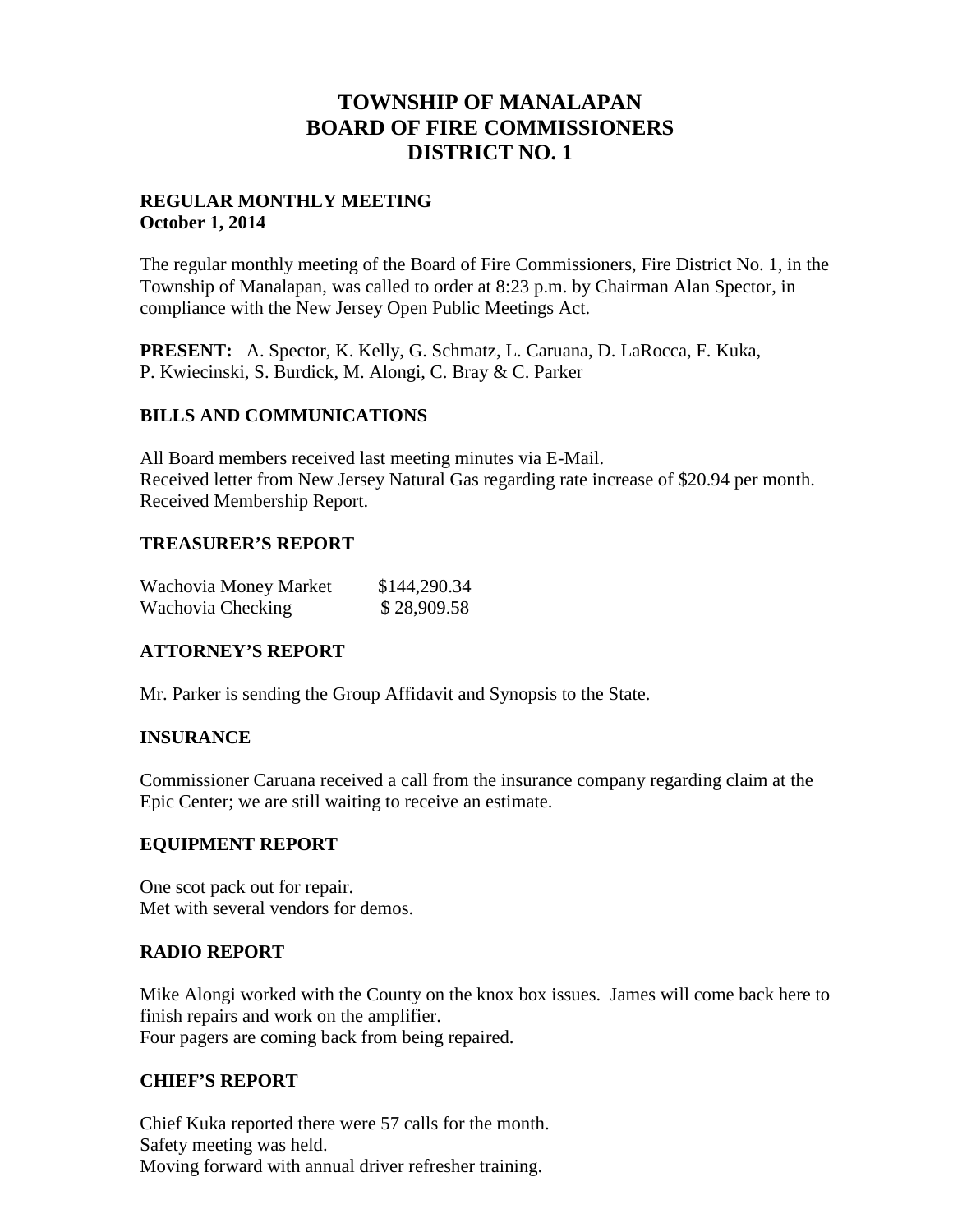# TOWNSHIP OF MANALAPAN
# BOARD OF FIRE COMMISSIONERS
# DISTRICT NO. 1

**REGULAR MONTHLY MEETING**
**October 1, 2014**

The regular monthly meeting of the Board of Fire Commissioners, Fire District No. 1, in the Township of Manalapan, was called to order at 8:23 p.m. by Chairman Alan Spector, in compliance with the New Jersey Open Public Meetings Act.

**PRESENT:** A. Spector, K. Kelly, G. Schmatz, L. Caruana, D. LaRocca, F. Kuka, P. Kwiecinski, S. Burdick, M. Alongi, C. Bray & C. Parker

## BILLS AND COMMUNICATIONS

All Board members received last meeting minutes via E-Mail.
Received letter from New Jersey Natural Gas regarding rate increase of $20.94 per month.
Received Membership Report.

## TREASURER'S REPORT

| | |
|---|---|
| Wachovia Money Market | $144,290.34 |
| Wachovia Checking | $ 28,909.58 |

## ATTORNEY'S REPORT

Mr. Parker is sending the Group Affidavit and Synopsis to the State.

## INSURANCE

Commissioner Caruana received a call from the insurance company regarding claim at the Epic Center; we are still waiting to receive an estimate.

## EQUIPMENT REPORT

One scot pack out for repair.
Met with several vendors for demos.

## RADIO REPORT

Mike Alongi worked with the County on the knox box issues. James will come back here to finish repairs and work on the amplifier.
Four pagers are coming back from being repaired.

## CHIEF'S REPORT

Chief Kuka reported there were 57 calls for the month.
Safety meeting was held.
Moving forward with annual driver refresher training.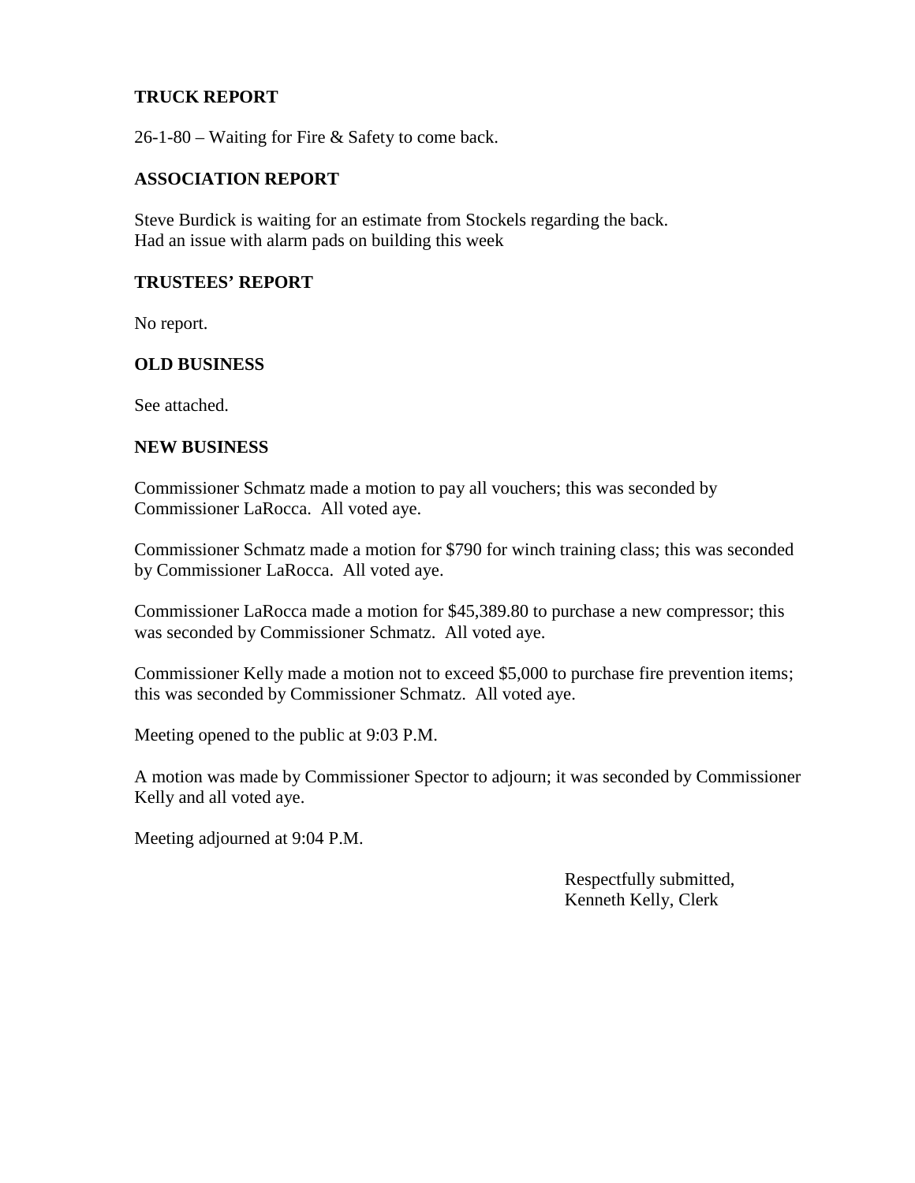## TRUCK REPORT

26-1-80 – Waiting for Fire & Safety to come back.

## ASSOCIATION REPORT

Steve Burdick is waiting for an estimate from Stockels regarding the back.
Had an issue with alarm pads on building this week

## TRUSTEES' REPORT

No report.

## OLD BUSINESS

See attached.

## NEW BUSINESS

Commissioner Schmatz made a motion to pay all vouchers; this was seconded by Commissioner LaRocca. All voted aye.

Commissioner Schmatz made a motion for $790 for winch training class; this was seconded by Commissioner LaRocca. All voted aye.

Commissioner LaRocca made a motion for $45,389.80 to purchase a new compressor; this was seconded by Commissioner Schmatz. All voted aye.

Commissioner Kelly made a motion not to exceed $5,000 to purchase fire prevention items; this was seconded by Commissioner Schmatz. All voted aye.

Meeting opened to the public at 9:03 P.M.

A motion was made by Commissioner Spector to adjourn; it was seconded by Commissioner Kelly and all voted aye.

Meeting adjourned at 9:04 P.M.

Respectfully submitted,
Kenneth Kelly, Clerk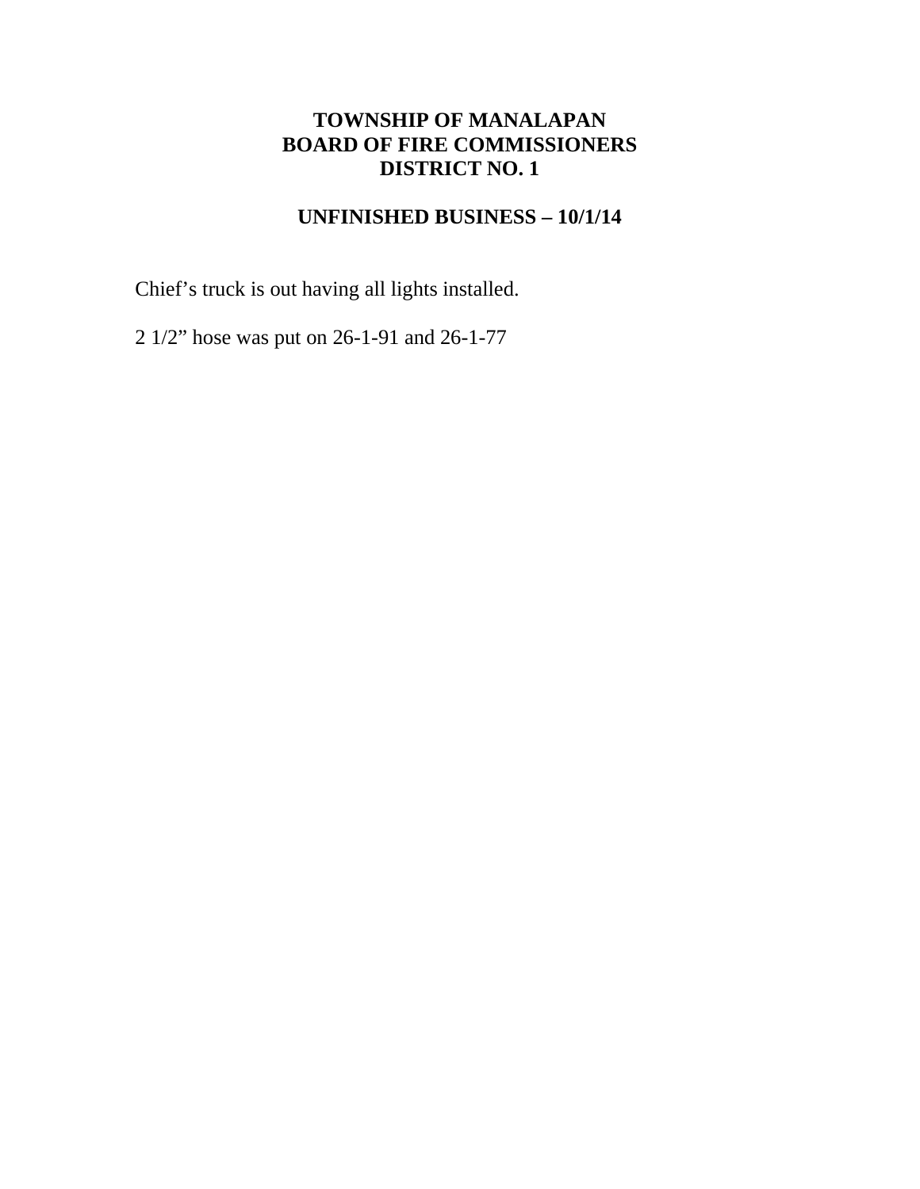**TOWNSHIP OF MANALAPAN**
**BOARD OF FIRE COMMISSIONERS**
**DISTRICT NO. 1**

**UNFINISHED BUSINESS – 10/1/14**

Chief's truck is out having all lights installed.

2 1/2" hose was put on 26-1-91 and 26-1-77